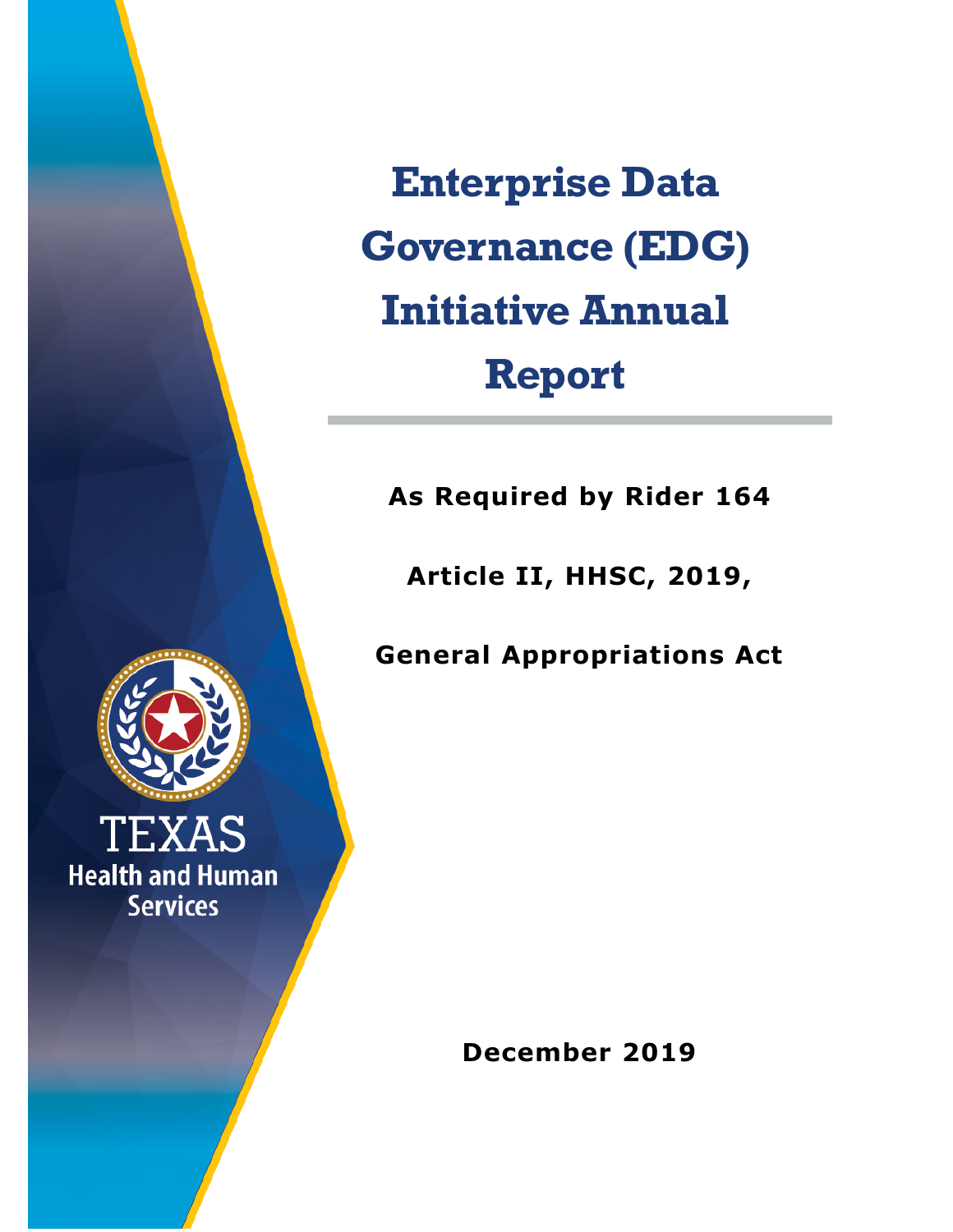# Enterprise Data Governance (EDG) Initiative Annual Report

**As Required by Rider 164**

**Article II, HHSC, 2019,**

**General Appropriations Act**

TEXAS
Health and Human Services

**December 2019**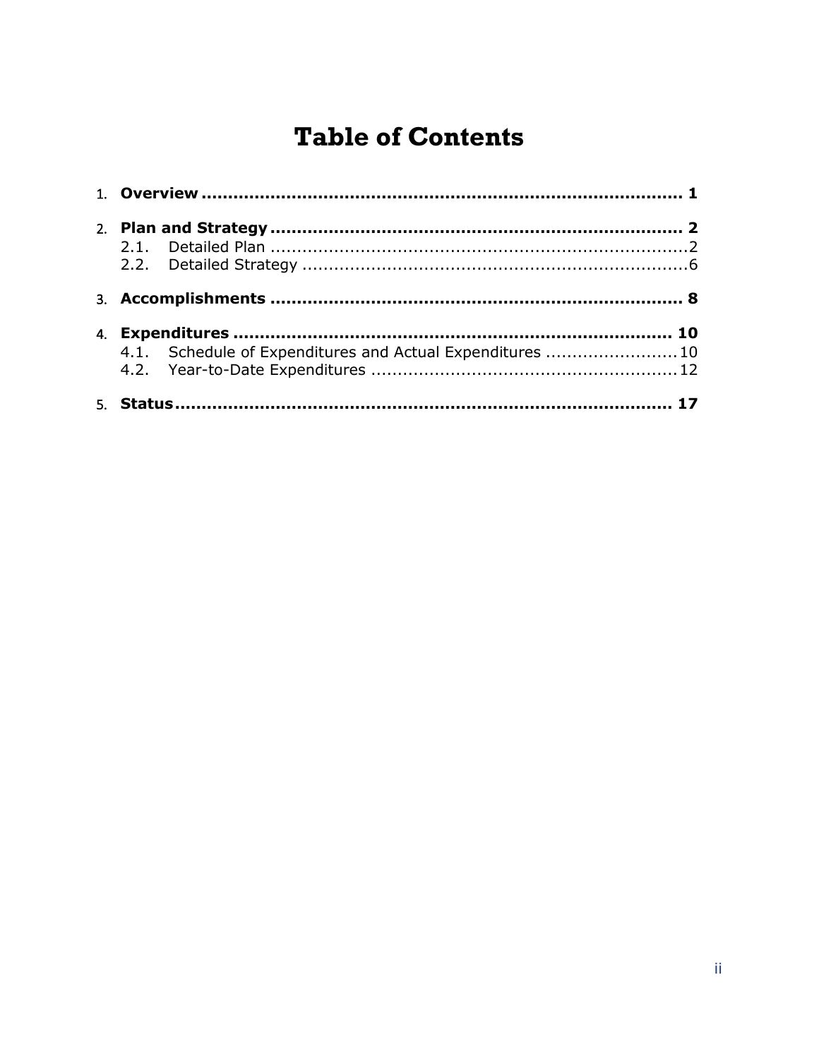# Table of Contents

1. **Overview** ........................................................................................ **1**

2. **Plan and Strategy** ........................................................................... **2**
   - 2.1. Detailed Plan ............................................................................... 2
   - 2.2. Detailed Strategy ......................................................................... 6

3. **Accomplishments** ........................................................................... **8**

4. **Expenditures** ................................................................................ **10**
   - 4.1. Schedule of Expenditures and Actual Expenditures ......................... 10
   - 4.2. Year-to-Date Expenditures .......................................................... 12

5. **Status** ........................................................................................... **17**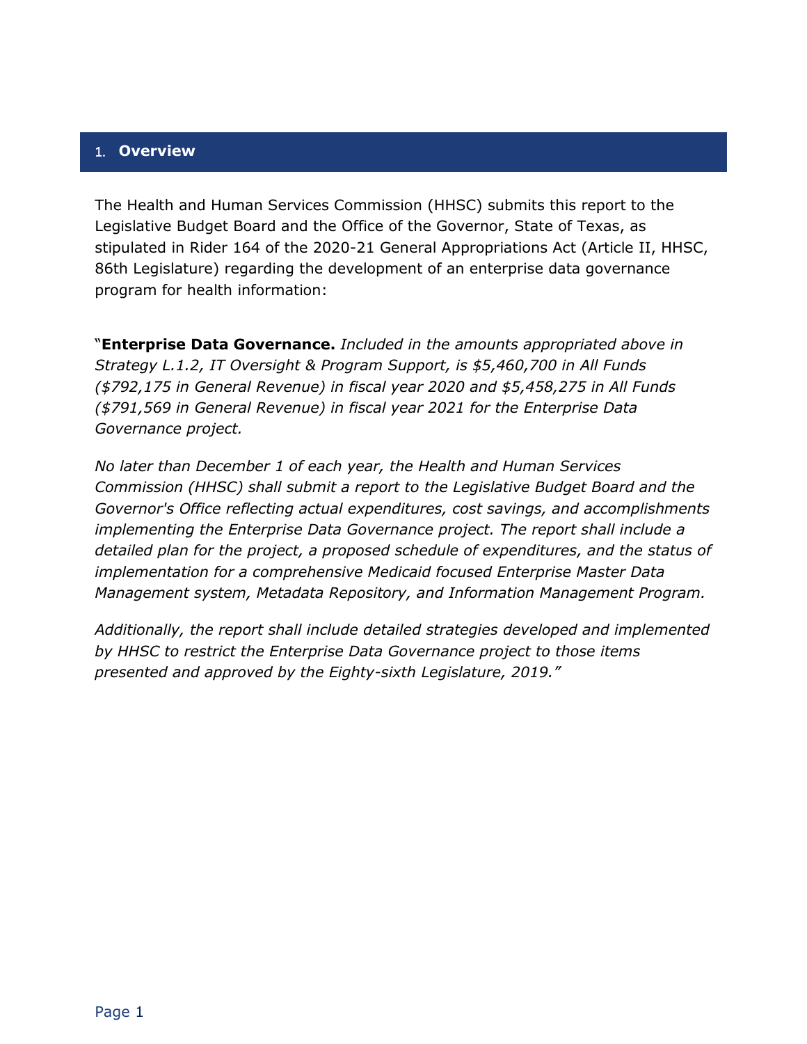# 1. Overview

The Health and Human Services Commission (HHSC) submits this report to the Legislative Budget Board and the Office of the Governor, State of Texas, as stipulated in Rider 164 of the 2020-21 General Appropriations Act (Article II, HHSC, 86th Legislature) regarding the development of an enterprise data governance program for health information:

"**Enterprise Data Governance.** *Included in the amounts appropriated above in Strategy L.1.2, IT Oversight & Program Support, is $5,460,700 in All Funds ($792,175 in General Revenue) in fiscal year 2020 and $5,458,275 in All Funds ($791,569 in General Revenue) in fiscal year 2021 for the Enterprise Data Governance project.*

*No later than December 1 of each year, the Health and Human Services Commission (HHSC) shall submit a report to the Legislative Budget Board and the Governor's Office reflecting actual expenditures, cost savings, and accomplishments implementing the Enterprise Data Governance project. The report shall include a detailed plan for the project, a proposed schedule of expenditures, and the status of implementation for a comprehensive Medicaid focused Enterprise Master Data Management system, Metadata Repository, and Information Management Program.*

*Additionally, the report shall include detailed strategies developed and implemented by HHSC to restrict the Enterprise Data Governance project to those items presented and approved by the Eighty-sixth Legislature, 2019."*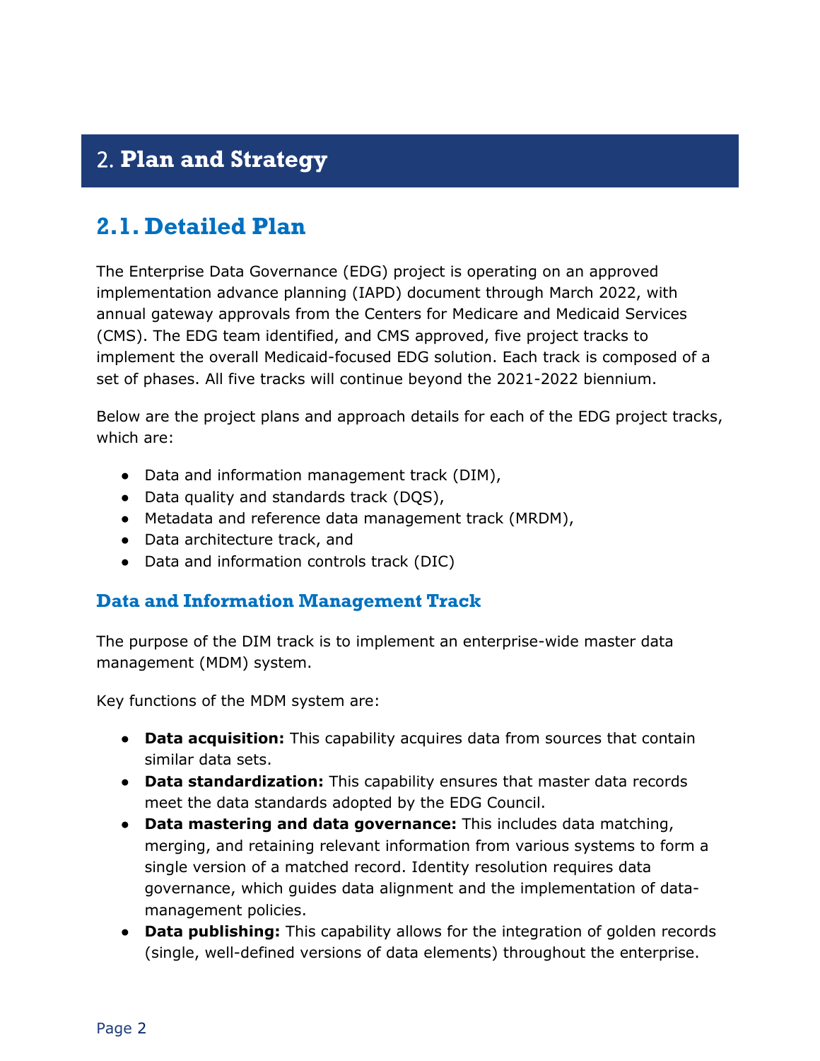# 2. Plan and Strategy

## 2.1. Detailed Plan

The Enterprise Data Governance (EDG) project is operating on an approved implementation advance planning (IAPD) document through March 2022, with annual gateway approvals from the Centers for Medicare and Medicaid Services (CMS). The EDG team identified, and CMS approved, five project tracks to implement the overall Medicaid-focused EDG solution. Each track is composed of a set of phases. All five tracks will continue beyond the 2021-2022 biennium.

Below are the project plans and approach details for each of the EDG project tracks, which are:

- Data and information management track (DIM),
- Data quality and standards track (DQS),
- Metadata and reference data management track (MRDM),
- Data architecture track, and
- Data and information controls track (DIC)

### Data and Information Management Track

The purpose of the DIM track is to implement an enterprise-wide master data management (MDM) system.

Key functions of the MDM system are:

- **Data acquisition:** This capability acquires data from sources that contain similar data sets.
- **Data standardization:** This capability ensures that master data records meet the data standards adopted by the EDG Council.
- **Data mastering and data governance:** This includes data matching, merging, and retaining relevant information from various systems to form a single version of a matched record. Identity resolution requires data governance, which guides data alignment and the implementation of data-management policies.
- **Data publishing:** This capability allows for the integration of golden records (single, well-defined versions of data elements) throughout the enterprise.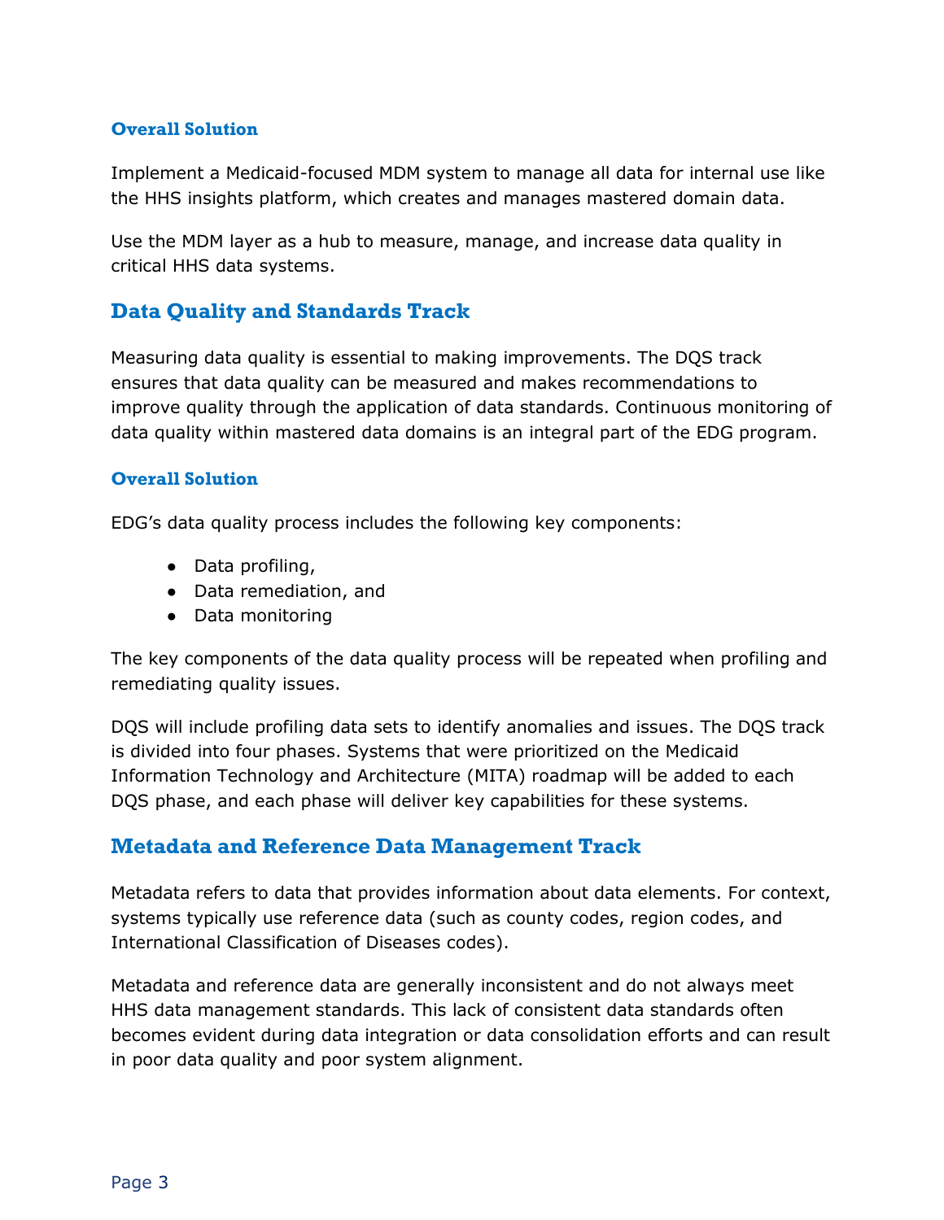### Overall Solution

Implement a Medicaid-focused MDM system to manage all data for internal use like the HHS insights platform, which creates and manages mastered domain data.

Use the MDM layer as a hub to measure, manage, and increase data quality in critical HHS data systems.

## Data Quality and Standards Track

Measuring data quality is essential to making improvements. The DQS track ensures that data quality can be measured and makes recommendations to improve quality through the application of data standards. Continuous monitoring of data quality within mastered data domains is an integral part of the EDG program.

### Overall Solution

EDG's data quality process includes the following key components:

- Data profiling,
- Data remediation, and
- Data monitoring

The key components of the data quality process will be repeated when profiling and remediating quality issues.

DQS will include profiling data sets to identify anomalies and issues. The DQS track is divided into four phases. Systems that were prioritized on the Medicaid Information Technology and Architecture (MITA) roadmap will be added to each DQS phase, and each phase will deliver key capabilities for these systems.

## Metadata and Reference Data Management Track

Metadata refers to data that provides information about data elements. For context, systems typically use reference data (such as county codes, region codes, and International Classification of Diseases codes).

Metadata and reference data are generally inconsistent and do not always meet HHS data management standards. This lack of consistent data standards often becomes evident during data integration or data consolidation efforts and can result in poor data quality and poor system alignment.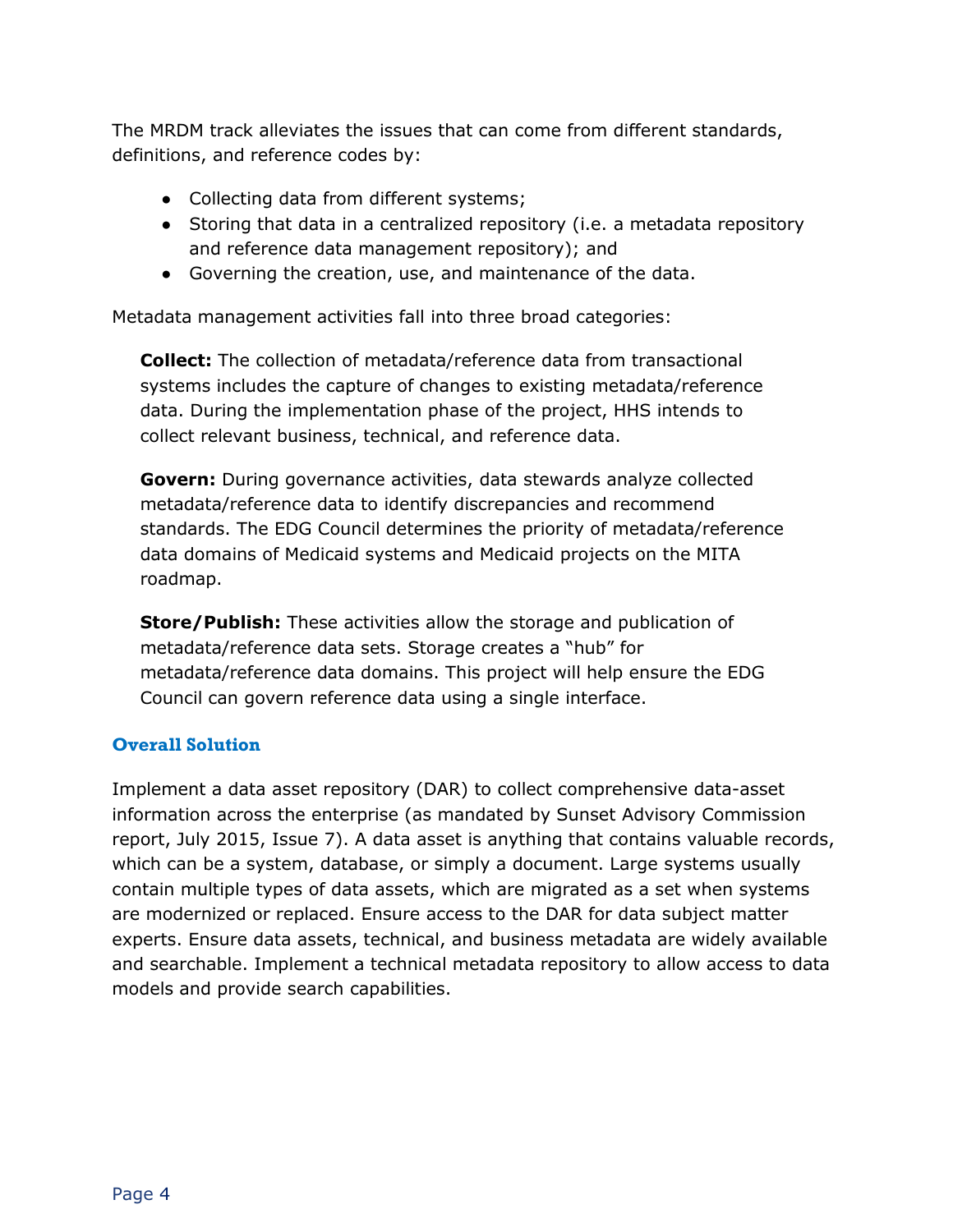The MRDM track alleviates the issues that can come from different standards, definitions, and reference codes by:

- Collecting data from different systems;
- Storing that data in a centralized repository (i.e. a metadata repository and reference data management repository); and
- Governing the creation, use, and maintenance of the data.

Metadata management activities fall into three broad categories:

**Collect:** The collection of metadata/reference data from transactional systems includes the capture of changes to existing metadata/reference data. During the implementation phase of the project, HHS intends to collect relevant business, technical, and reference data.

**Govern:** During governance activities, data stewards analyze collected metadata/reference data to identify discrepancies and recommend standards. The EDG Council determines the priority of metadata/reference data domains of Medicaid systems and Medicaid projects on the MITA roadmap.

**Store/Publish:** These activities allow the storage and publication of metadata/reference data sets. Storage creates a "hub" for metadata/reference data domains. This project will help ensure the EDG Council can govern reference data using a single interface.

### Overall Solution

Implement a data asset repository (DAR) to collect comprehensive data-asset information across the enterprise (as mandated by Sunset Advisory Commission report, July 2015, Issue 7). A data asset is anything that contains valuable records, which can be a system, database, or simply a document. Large systems usually contain multiple types of data assets, which are migrated as a set when systems are modernized or replaced. Ensure access to the DAR for data subject matter experts. Ensure data assets, technical, and business metadata are widely available and searchable. Implement a technical metadata repository to allow access to data models and provide search capabilities.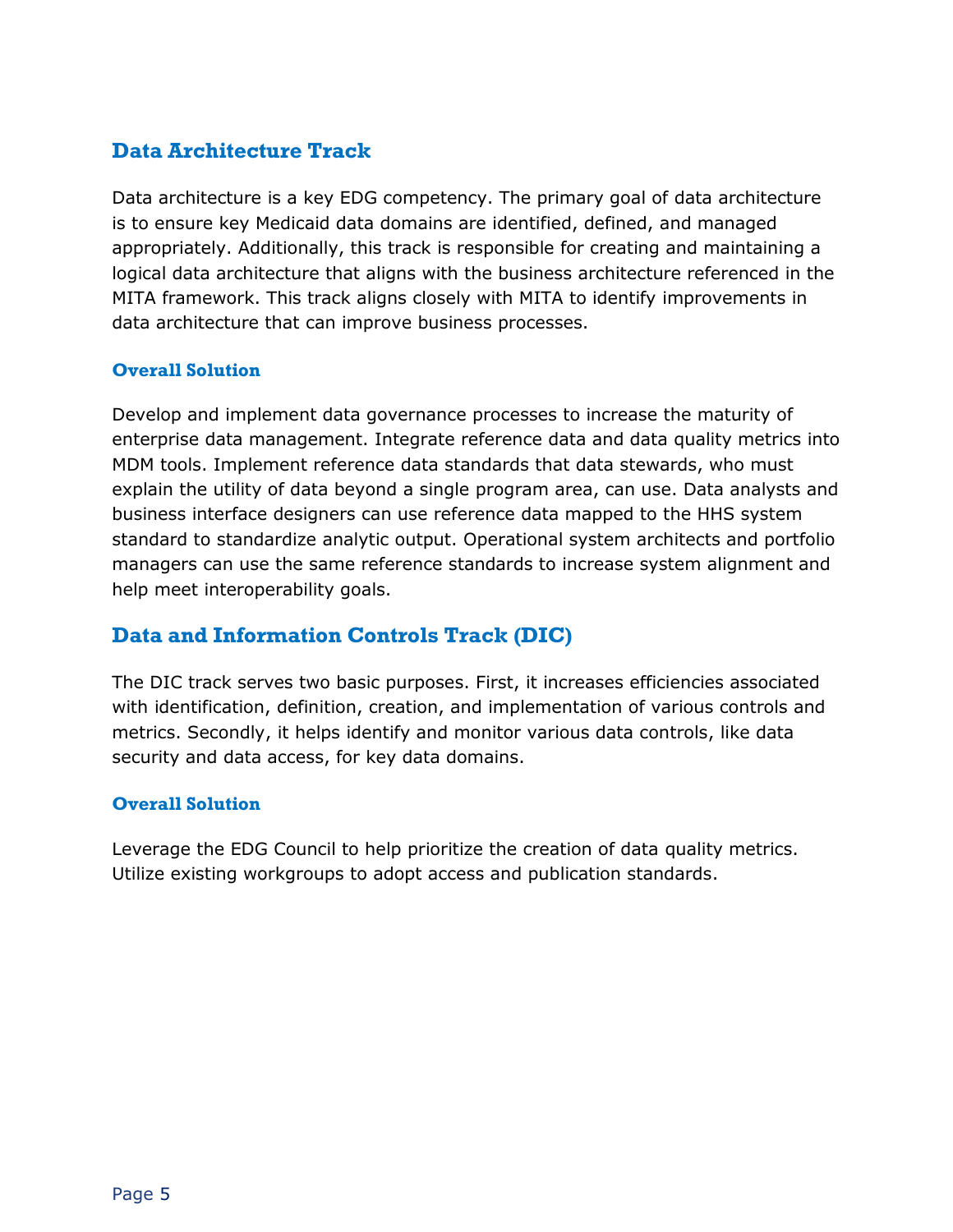## Data Architecture Track

Data architecture is a key EDG competency. The primary goal of data architecture is to ensure key Medicaid data domains are identified, defined, and managed appropriately. Additionally, this track is responsible for creating and maintaining a logical data architecture that aligns with the business architecture referenced in the MITA framework. This track aligns closely with MITA to identify improvements in data architecture that can improve business processes.

### Overall Solution

Develop and implement data governance processes to increase the maturity of enterprise data management. Integrate reference data and data quality metrics into MDM tools. Implement reference data standards that data stewards, who must explain the utility of data beyond a single program area, can use. Data analysts and business interface designers can use reference data mapped to the HHS system standard to standardize analytic output. Operational system architects and portfolio managers can use the same reference standards to increase system alignment and help meet interoperability goals.

## Data and Information Controls Track (DIC)

The DIC track serves two basic purposes. First, it increases efficiencies associated with identification, definition, creation, and implementation of various controls and metrics. Secondly, it helps identify and monitor various data controls, like data security and data access, for key data domains.

### Overall Solution

Leverage the EDG Council to help prioritize the creation of data quality metrics. Utilize existing workgroups to adopt access and publication standards.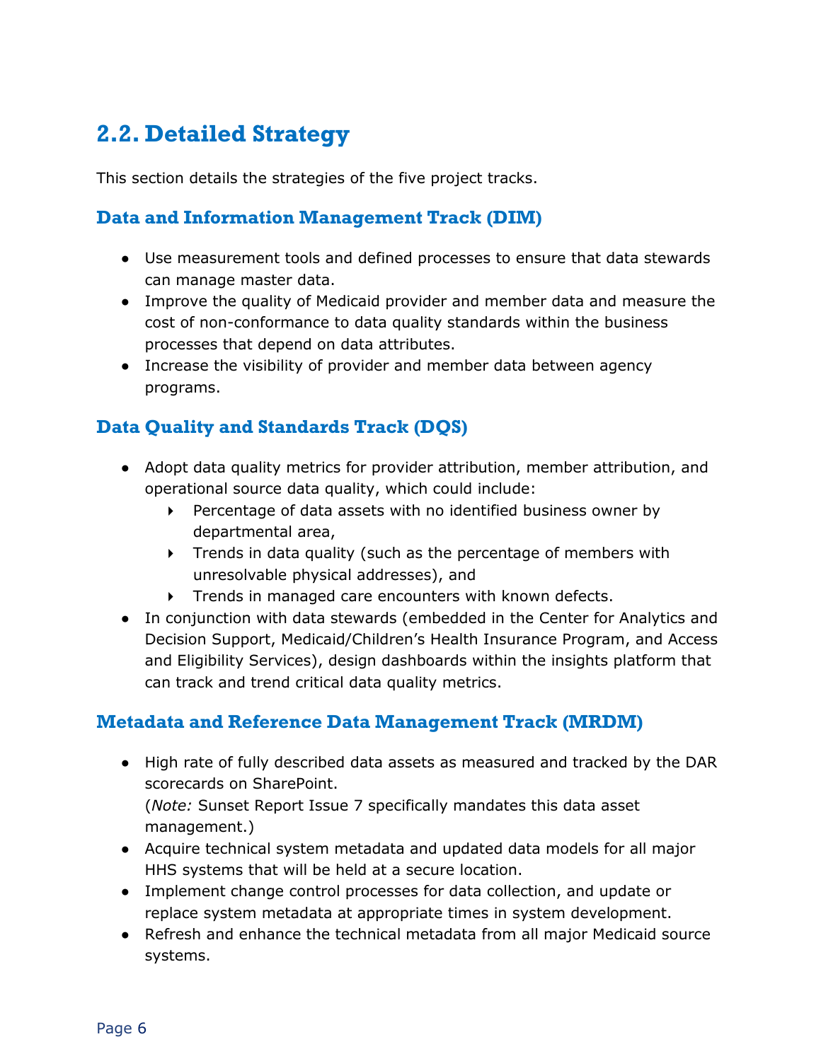## 2.2. Detailed Strategy

This section details the strategies of the five project tracks.

### Data and Information Management Track (DIM)

- Use measurement tools and defined processes to ensure that data stewards can manage master data.
- Improve the quality of Medicaid provider and member data and measure the cost of non-conformance to data quality standards within the business processes that depend on data attributes.
- Increase the visibility of provider and member data between agency programs.

### Data Quality and Standards Track (DQS)

- Adopt data quality metrics for provider attribution, member attribution, and operational source data quality, which could include:
  - Percentage of data assets with no identified business owner by departmental area,
  - Trends in data quality (such as the percentage of members with unresolvable physical addresses), and
  - Trends in managed care encounters with known defects.
- In conjunction with data stewards (embedded in the Center for Analytics and Decision Support, Medicaid/Children's Health Insurance Program, and Access and Eligibility Services), design dashboards within the insights platform that can track and trend critical data quality metrics.

### Metadata and Reference Data Management Track (MRDM)

- High rate of fully described data assets as measured and tracked by the DAR scorecards on SharePoint.
  (*Note:* Sunset Report Issue 7 specifically mandates this data asset management.)
- Acquire technical system metadata and updated data models for all major HHS systems that will be held at a secure location.
- Implement change control processes for data collection, and update or replace system metadata at appropriate times in system development.
- Refresh and enhance the technical metadata from all major Medicaid source systems.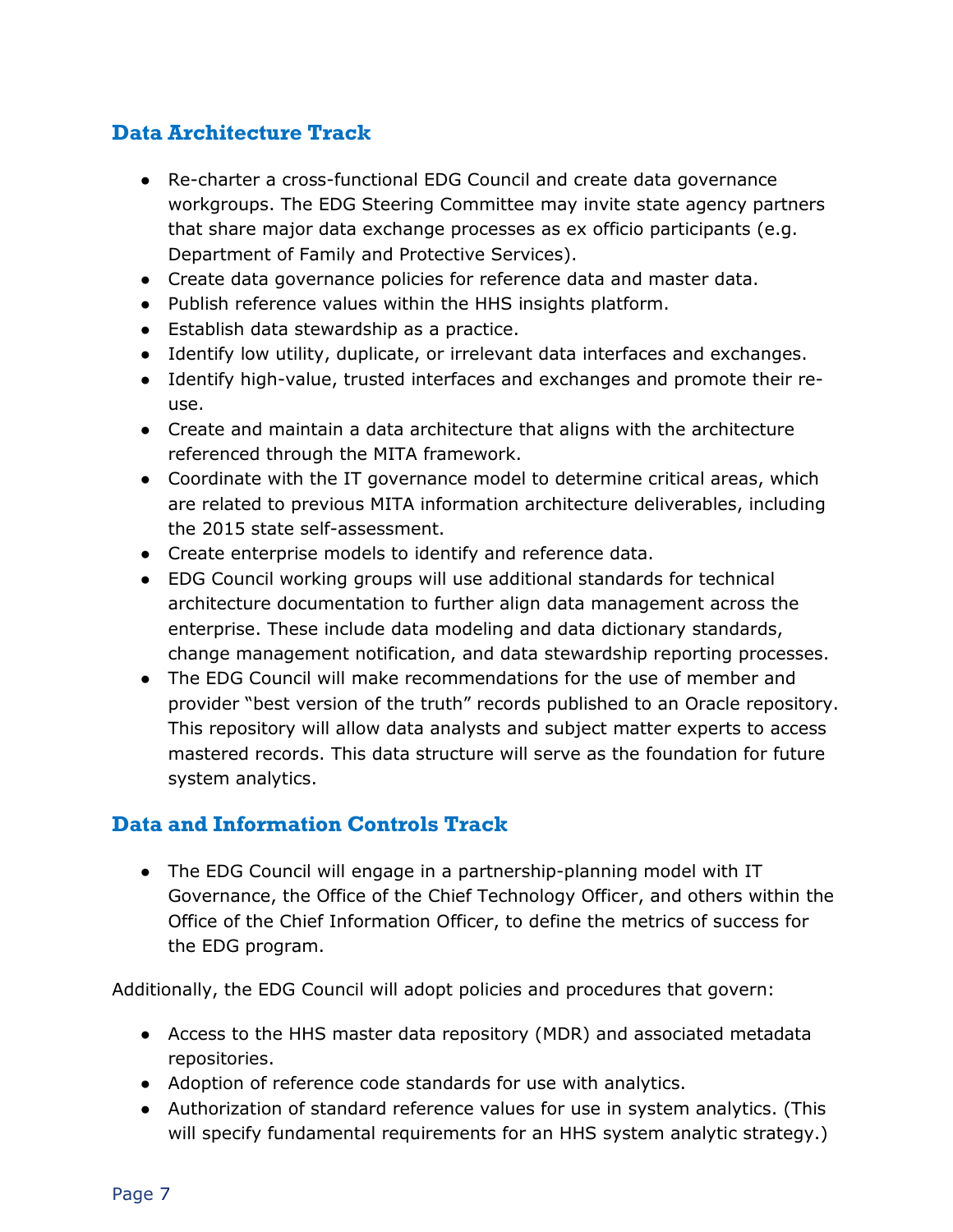## Data Architecture Track

- Re-charter a cross-functional EDG Council and create data governance workgroups. The EDG Steering Committee may invite state agency partners that share major data exchange processes as ex officio participants (e.g. Department of Family and Protective Services).
- Create data governance policies for reference data and master data.
- Publish reference values within the HHS insights platform.
- Establish data stewardship as a practice.
- Identify low utility, duplicate, or irrelevant data interfaces and exchanges.
- Identify high-value, trusted interfaces and exchanges and promote their re-use.
- Create and maintain a data architecture that aligns with the architecture referenced through the MITA framework.
- Coordinate with the IT governance model to determine critical areas, which are related to previous MITA information architecture deliverables, including the 2015 state self-assessment.
- Create enterprise models to identify and reference data.
- EDG Council working groups will use additional standards for technical architecture documentation to further align data management across the enterprise. These include data modeling and data dictionary standards, change management notification, and data stewardship reporting processes.
- The EDG Council will make recommendations for the use of member and provider "best version of the truth" records published to an Oracle repository. This repository will allow data analysts and subject matter experts to access mastered records. This data structure will serve as the foundation for future system analytics.

## Data and Information Controls Track

- The EDG Council will engage in a partnership-planning model with IT Governance, the Office of the Chief Technology Officer, and others within the Office of the Chief Information Officer, to define the metrics of success for the EDG program.

Additionally, the EDG Council will adopt policies and procedures that govern:

- Access to the HHS master data repository (MDR) and associated metadata repositories.
- Adoption of reference code standards for use with analytics.
- Authorization of standard reference values for use in system analytics. (This will specify fundamental requirements for an HHS system analytic strategy.)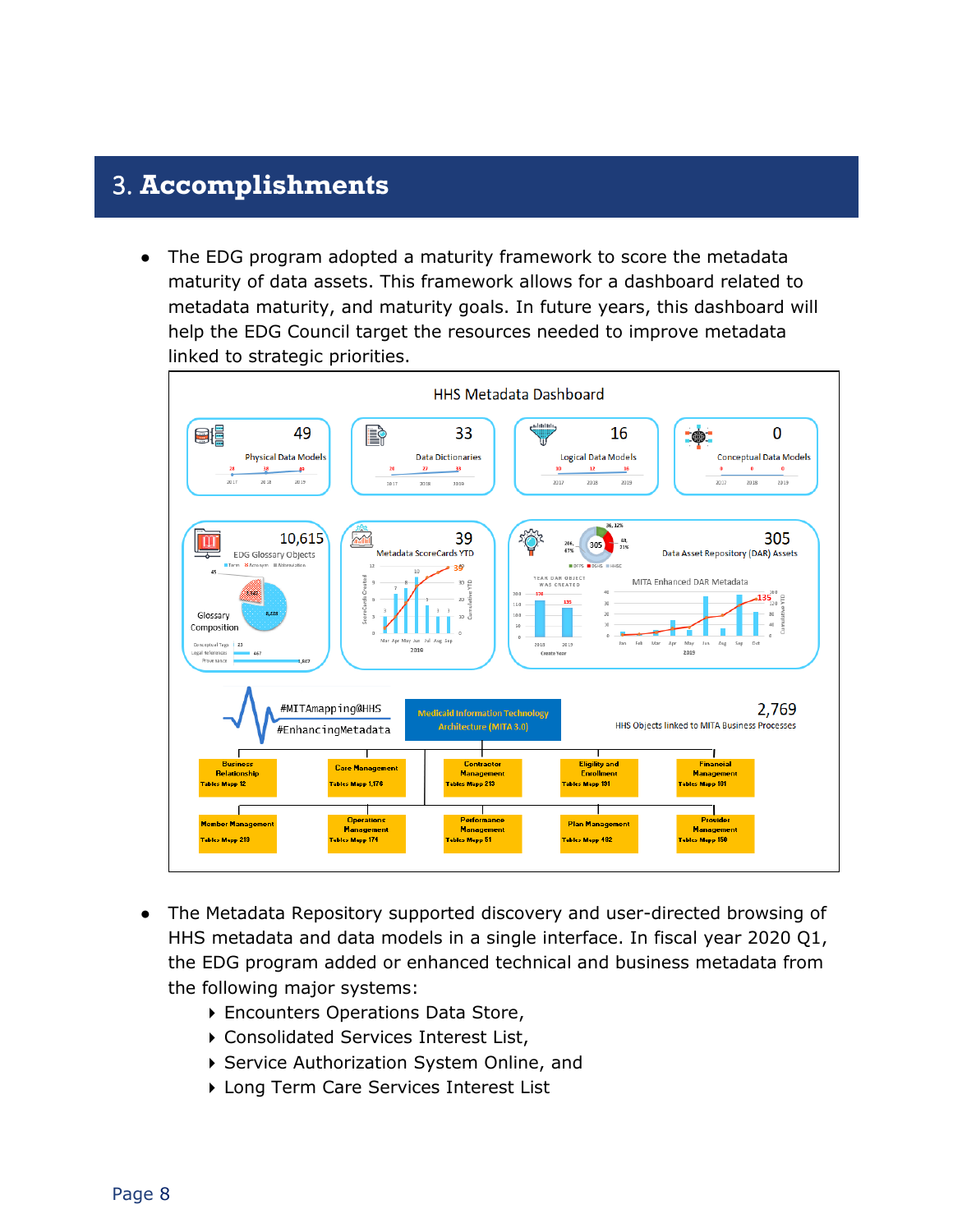# 3. Accomplishments

- The EDG program adopted a maturity framework to score the metadata maturity of data assets. This framework allows for a dashboard related to metadata maturity, and maturity goals. In future years, this dashboard will help the EDG Council target the resources needed to improve metadata linked to strategic priorities.

- The Metadata Repository supported discovery and user-directed browsing of HHS metadata and data models in a single interface. In fiscal year 2020 Q1, the EDG program added or enhanced technical and business metadata from the following major systems:
  - Encounters Operations Data Store,
  - Consolidated Services Interest List,
  - Service Authorization System Online, and
  - Long Term Care Services Interest List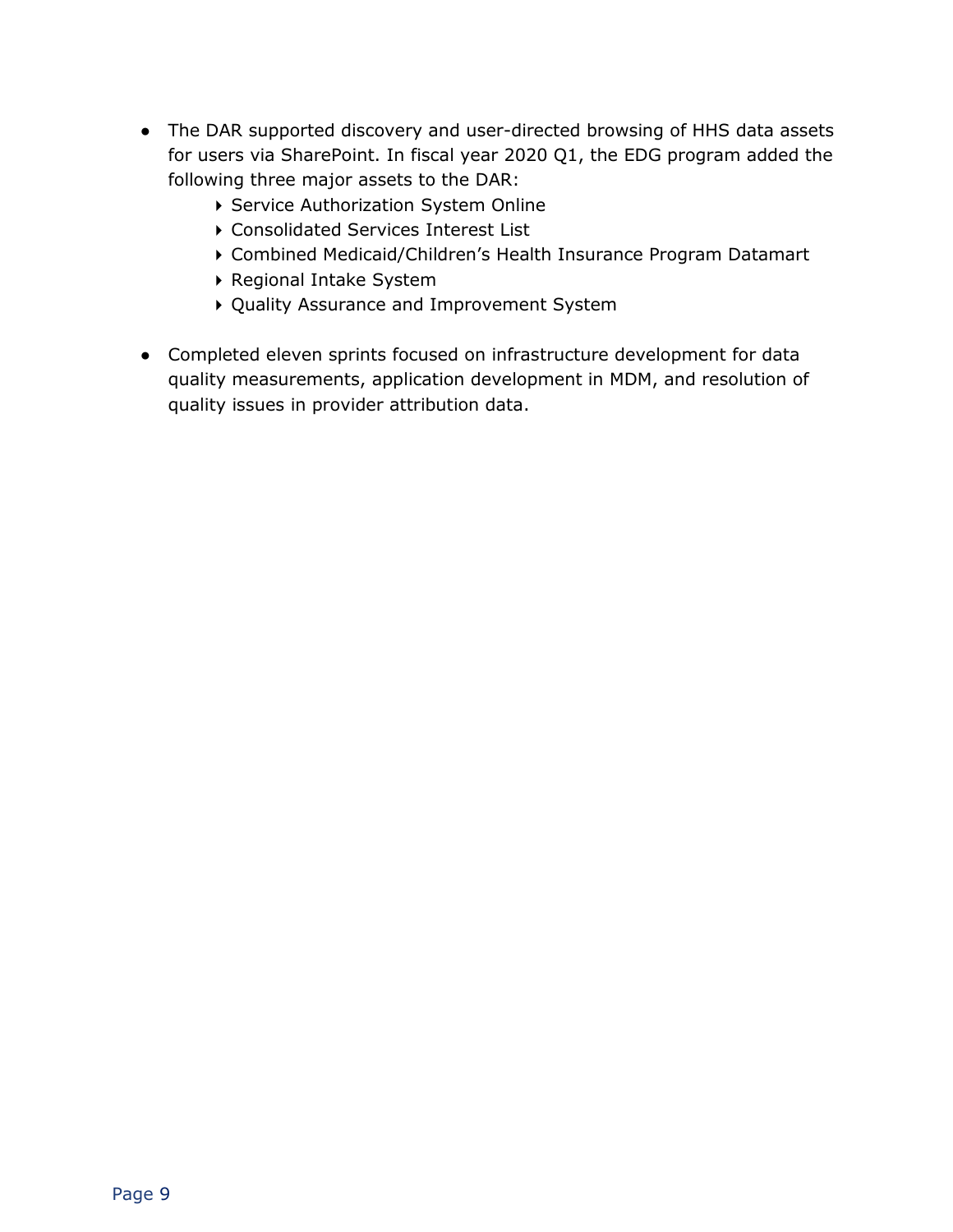- The DAR supported discovery and user-directed browsing of HHS data assets for users via SharePoint. In fiscal year 2020 Q1, the EDG program added the following three major assets to the DAR:
  - Service Authorization System Online
  - Consolidated Services Interest List
  - Combined Medicaid/Children's Health Insurance Program Datamart
  - Regional Intake System
  - Quality Assurance and Improvement System

- Completed eleven sprints focused on infrastructure development for data quality measurements, application development in MDM, and resolution of quality issues in provider attribution data.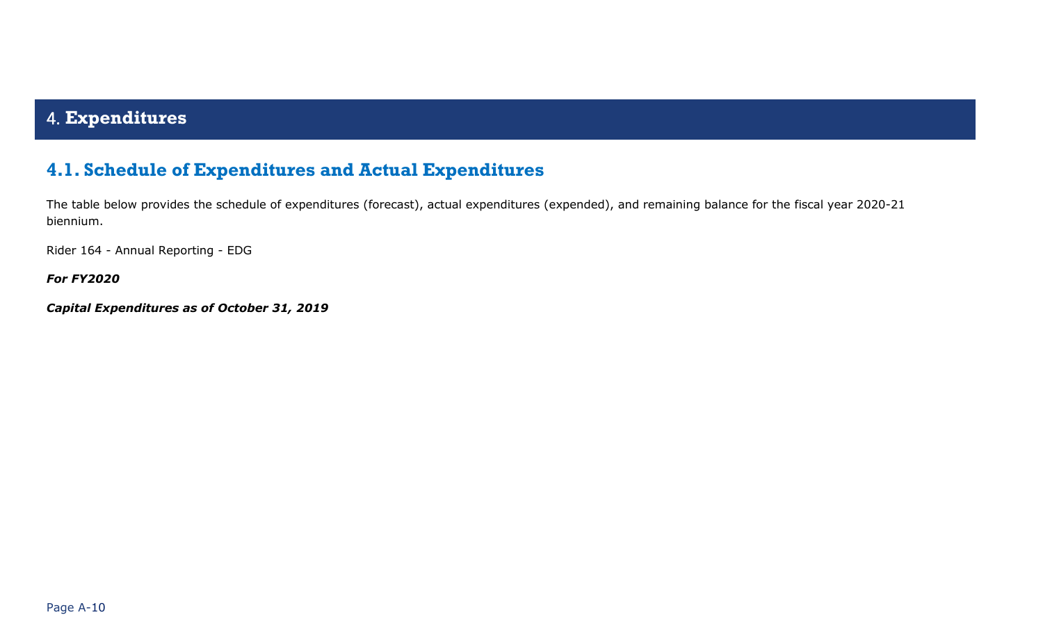# 4. Expenditures

## 4.1. Schedule of Expenditures and Actual Expenditures

The table below provides the schedule of expenditures (forecast), actual expenditures (expended), and remaining balance for the fiscal year 2020-21 biennium.

Rider 164 - Annual Reporting - EDG

***For FY2020***

***Capital Expenditures as of October 31, 2019***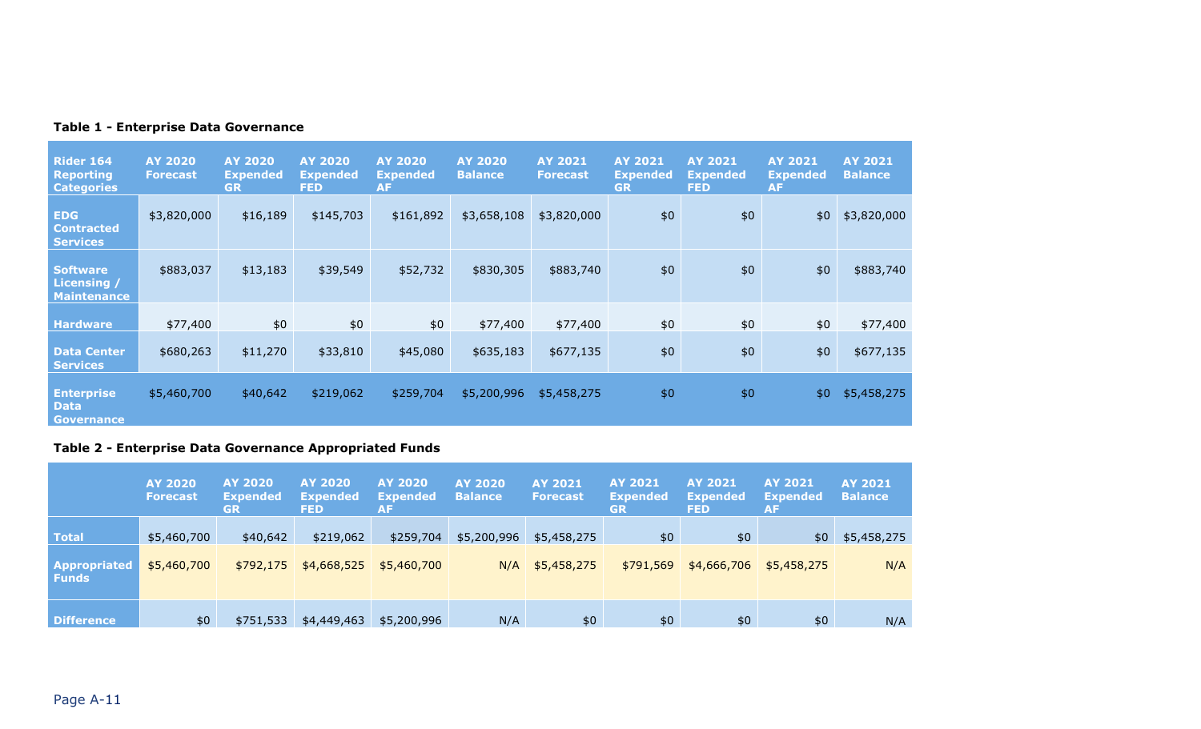**Table 1 - Enterprise Data Governance**

| Rider 164 Reporting Categories | AY 2020 Forecast | AY 2020 Expended GR | AY 2020 Expended FED | AY 2020 Expended AF | AY 2020 Balance | AY 2021 Forecast | AY 2021 Expended GR | AY 2021 Expended FED | AY 2021 Expended AF | AY 2021 Balance |
|---|---|---|---|---|---|---|---|---|---|---|
| EDG Contracted Services | $3,820,000 | $16,189 | $145,703 | $161,892 | $3,658,108 | $3,820,000 | $0 | $0 | $0 | $3,820,000 |
| Software Licensing / Maintenance | $883,037 | $13,183 | $39,549 | $52,732 | $830,305 | $883,740 | $0 | $0 | $0 | $883,740 |
| Hardware | $77,400 | $0 | $0 | $0 | $77,400 | $77,400 | $0 | $0 | $0 | $77,400 |
| Data Center Services | $680,263 | $11,270 | $33,810 | $45,080 | $635,183 | $677,135 | $0 | $0 | $0 | $677,135 |
| Enterprise Data Governance | $5,460,700 | $40,642 | $219,062 | $259,704 | $5,200,996 | $5,458,275 | $0 | $0 | $0 | $5,458,275 |

**Table 2 - Enterprise Data Governance Appropriated Funds**

| | AY 2020 Forecast | AY 2020 Expended GR | AY 2020 Expended FED | AY 2020 Expended AF | AY 2020 Balance | AY 2021 Forecast | AY 2021 Expended GR | AY 2021 Expended FED | AY 2021 Expended AF | AY 2021 Balance |
|---|---|---|---|---|---|---|---|---|---|---|
| Total | $5,460,700 | $40,642 | $219,062 | $259,704 | $5,200,996 | $5,458,275 | $0 | $0 | $0 | $5,458,275 |
| Appropriated Funds | $5,460,700 | $792,175 | $4,668,525 | $5,460,700 | N/A | $5,458,275 | $791,569 | $4,666,706 | $5,458,275 | N/A |
| Difference | $0 | $751,533 | $4,449,463 | $5,200,996 | N/A | $0 | $0 | $0 | $0 | N/A |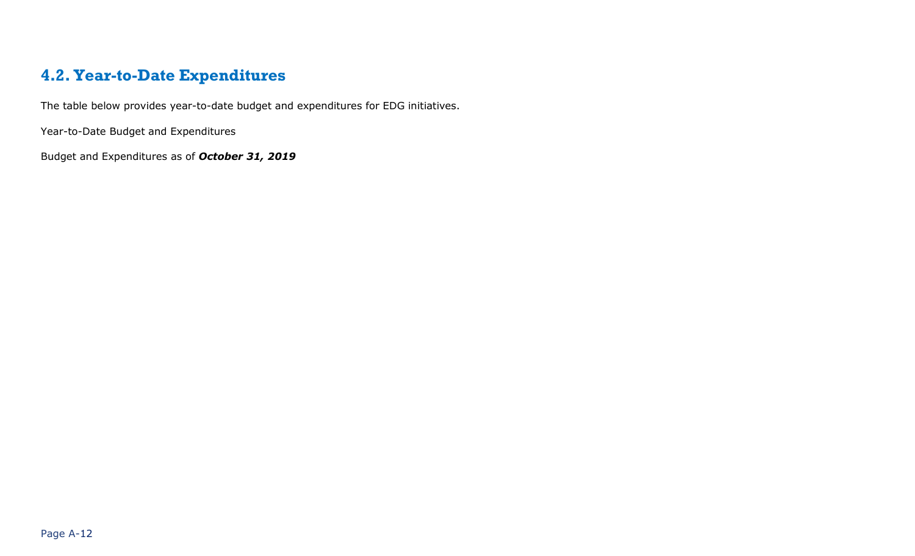## 4.2. Year-to-Date Expenditures

The table below provides year-to-date budget and expenditures for EDG initiatives.

Year-to-Date Budget and Expenditures

Budget and Expenditures as of ***October 31, 2019***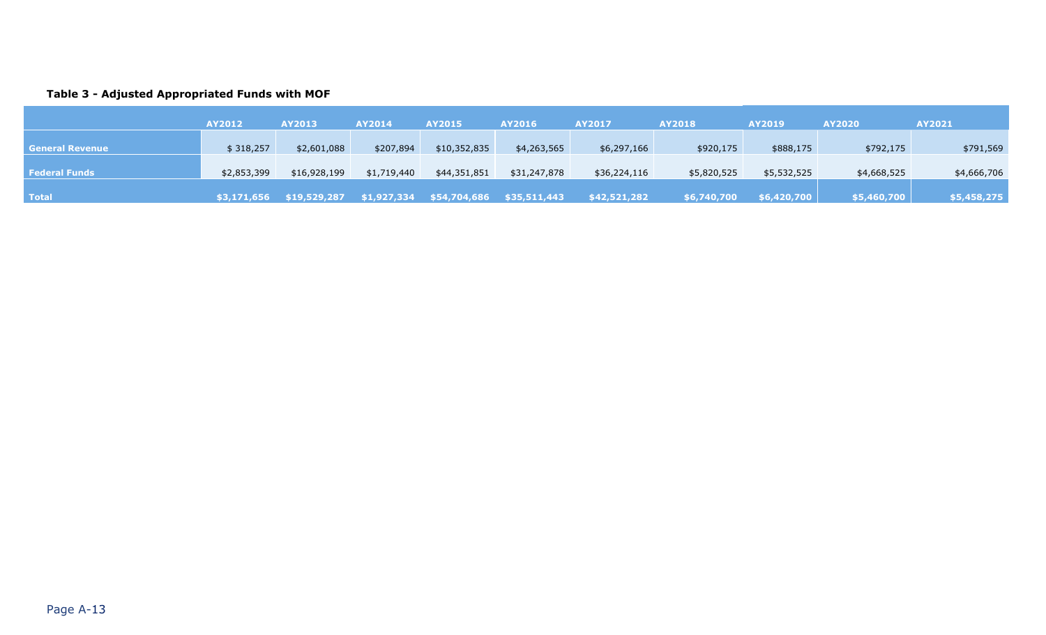**Table 3 - Adjusted Appropriated Funds with MOF**

| | AY2012 | AY2013 | AY2014 | AY2015 | AY2016 | AY2017 | AY2018 | AY2019 | AY2020 | AY2021 |
|---|---|---|---|---|---|---|---|---|---|---|
| **General Revenue** | $ 318,257 | $2,601,088 | $207,894 | $10,352,835 | $4,263,565 | $6,297,166 | $920,175 | $888,175 | $792,175 | $791,569 |
| **Federal Funds** | $2,853,399 | $16,928,199 | $1,719,440 | $44,351,851 | $31,247,878 | $36,224,116 | $5,820,525 | $5,532,525 | $4,668,525 | $4,666,706 |
| **Total** | **$3,171,656** | **$19,529,287** | **$1,927,334** | **$54,704,686** | **$35,511,443** | **$42,521,282** | **$6,740,700** | **$6,420,700** | **$5,460,700** | **$5,458,275** |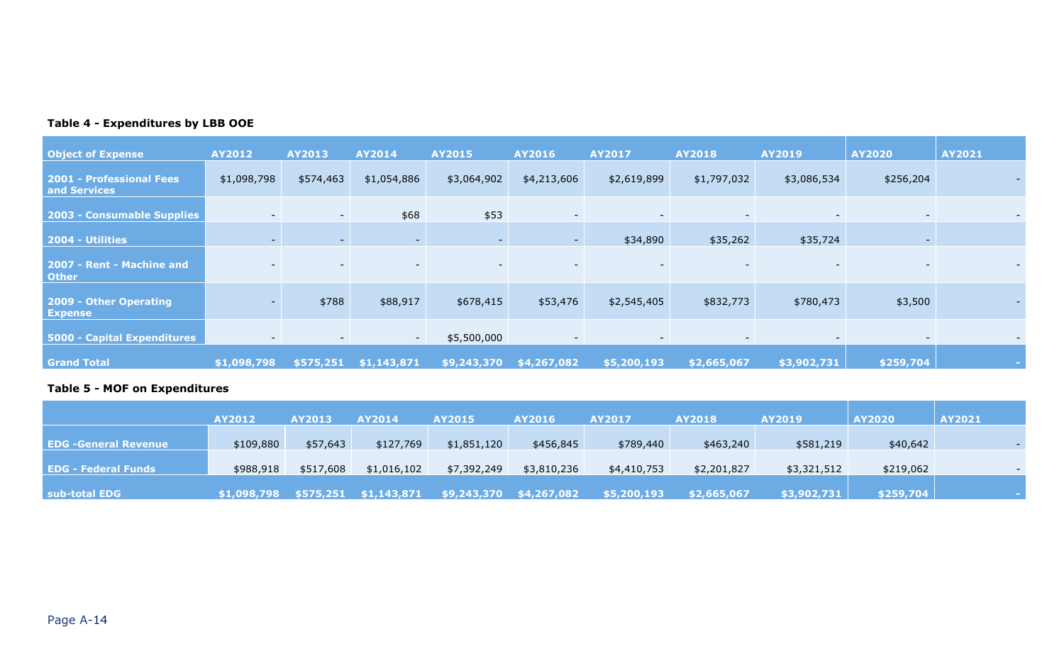**Table 4 - Expenditures by LBB OOE**

| Object of Expense | AY2012 | AY2013 | AY2014 | AY2015 | AY2016 | AY2017 | AY2018 | AY2019 | AY2020 | AY2021 |
|---|---|---|---|---|---|---|---|---|---|---|
| 2001 - Professional Fees and Services | $1,098,798 | $574,463 | $1,054,886 | $3,064,902 | $4,213,606 | $2,619,899 | $1,797,032 | $3,086,534 | $256,204 | - |
| 2003 - Consumable Supplies | - | - | $68 | $53 | - | - | - | - | - | - |
| 2004 - Utilities | - | - | - | - | - | $34,890 | $35,262 | $35,724 | - | |
| 2007 - Rent - Machine and Other | - | - | - | - | - | - | - | - | - | - |
| 2009 - Other Operating Expense | - | $788 | $88,917 | $678,415 | $53,476 | $2,545,405 | $832,773 | $780,473 | $3,500 | - |
| 5000 - Capital Expenditures | - | - | - | $5,500,000 | - | - | - | - | - | - |
| **Grand Total** | **$1,098,798** | **$575,251** | **$1,143,871** | **$9,243,370** | **$4,267,082** | **$5,200,193** | **$2,665,067** | **$3,902,731** | **$259,704** | **-** |

**Table 5 - MOF on Expenditures**

| | AY2012 | AY2013 | AY2014 | AY2015 | AY2016 | AY2017 | AY2018 | AY2019 | AY2020 | AY2021 |
|---|---|---|---|---|---|---|---|---|---|---|
| EDG -General Revenue | $109,880 | $57,643 | $127,769 | $1,851,120 | $456,845 | $789,440 | $463,240 | $581,219 | $40,642 | - |
| EDG - Federal Funds | $988,918 | $517,608 | $1,016,102 | $7,392,249 | $3,810,236 | $4,410,753 | $2,201,827 | $3,321,512 | $219,062 | - |
| **sub-total EDG** | **$1,098,798** | **$575,251** | **$1,143,871** | **$9,243,370** | **$4,267,082** | **$5,200,193** | **$2,665,067** | **$3,902,731** | **$259,704** | **-** |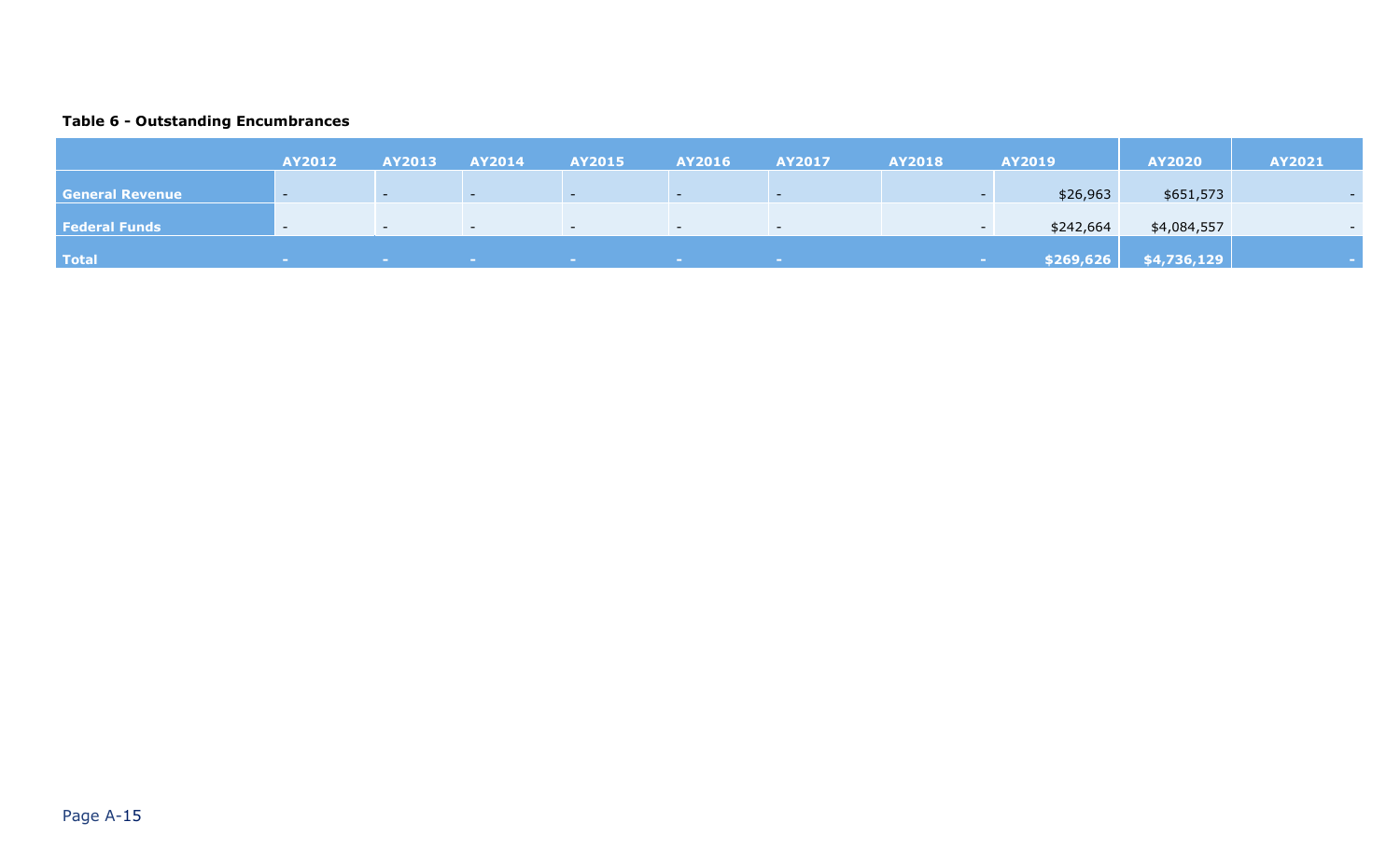**Table 6 - Outstanding Encumbrances**

| | AY2012 | AY2013 | AY2014 | AY2015 | AY2016 | AY2017 | AY2018 | AY2019 | AY2020 | AY2021 |
|---|---|---|---|---|---|---|---|---|---|---|
| **General Revenue** | - | - | - | - | - | - | - | $26,963 | $651,573 | - |
| **Federal Funds** | - | - | - | - | - | - | - | $242,664 | $4,084,557 | - |
| **Total** | - | - | - | - | - | - | - | **$269,626** | **$4,736,129** | - |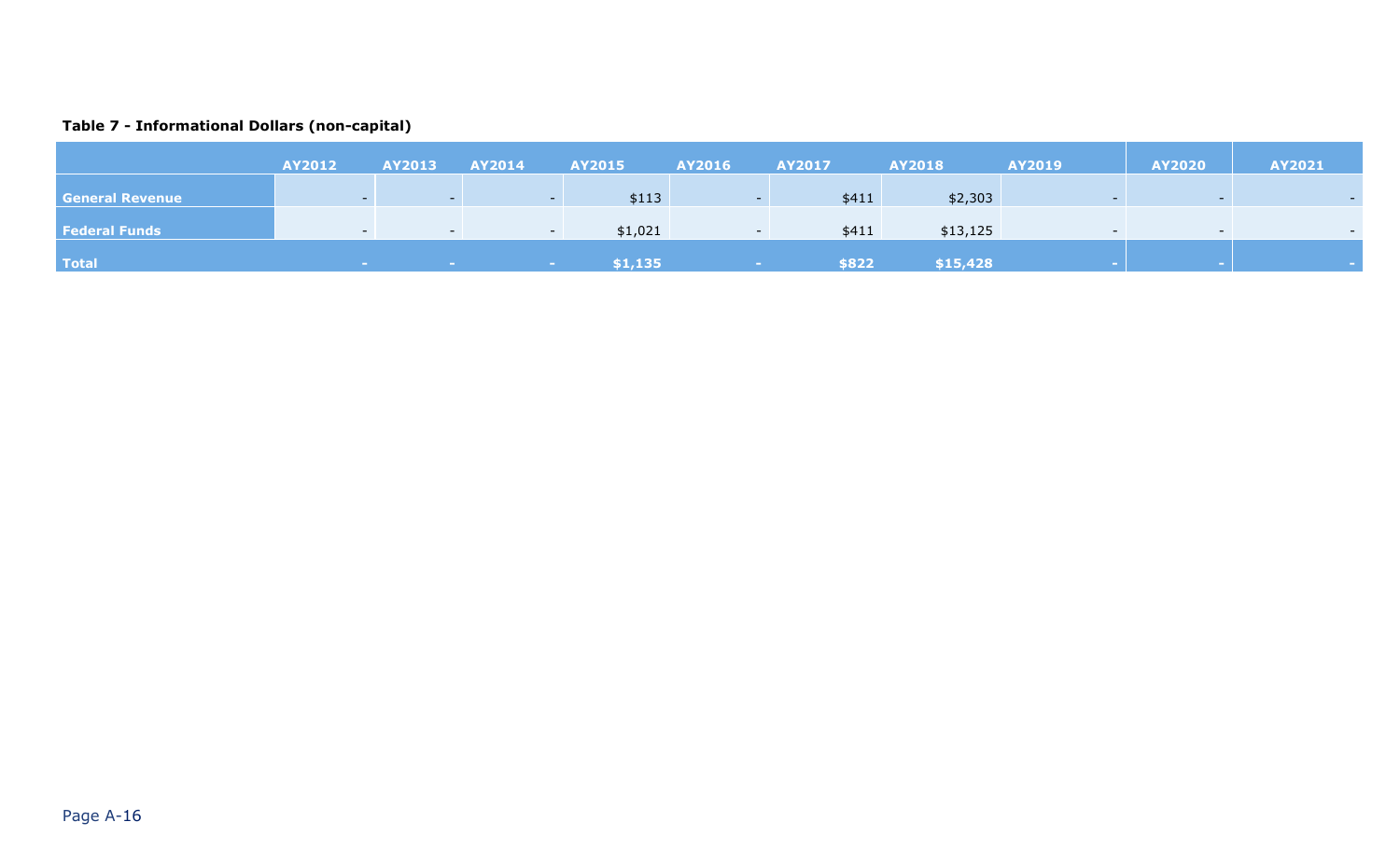**Table 7 - Informational Dollars (non-capital)**

| | AY2012 | AY2013 | AY2014 | AY2015 | AY2016 | AY2017 | AY2018 | AY2019 | AY2020 | AY2021 |
|---|---|---|---|---|---|---|---|---|---|---|
| General Revenue | - | - | - | $113 | - | $411 | $2,303 | - | - | - |
| Federal Funds | - | - | - | $1,021 | - | $411 | $13,125 | - | - | - |
| **Total** | **-** | **-** | **-** | **$1,135** | **-** | **$822** | **$15,428** | **-** | **-** | **-** |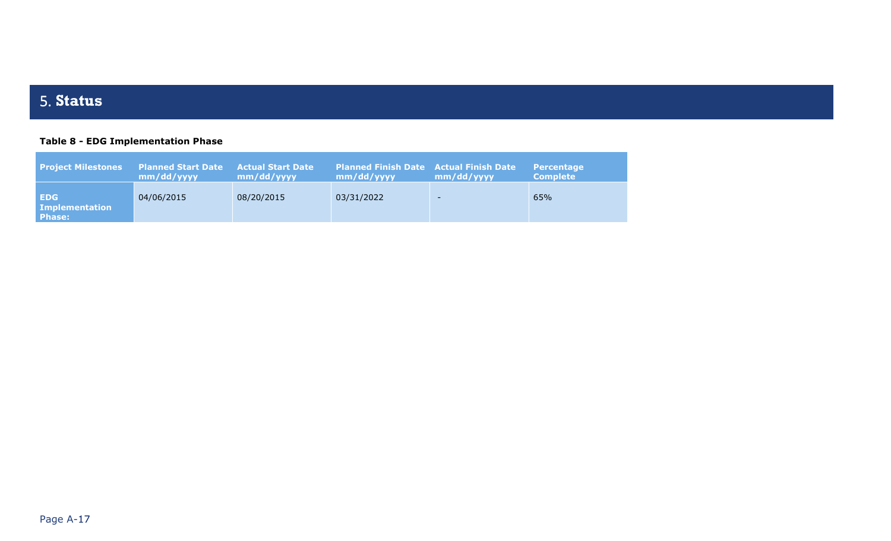# 5. Status

**Table 8 - EDG Implementation Phase**

| Project Milestones | Planned Start Date mm/dd/yyyy | Actual Start Date mm/dd/yyyy | Planned Finish Date mm/dd/yyyy | Actual Finish Date mm/dd/yyyy | Percentage Complete |
|---|---|---|---|---|---|
| **EDG Implementation Phase:** | 04/06/2015 | 08/20/2015 | 03/31/2022 | - | 65% |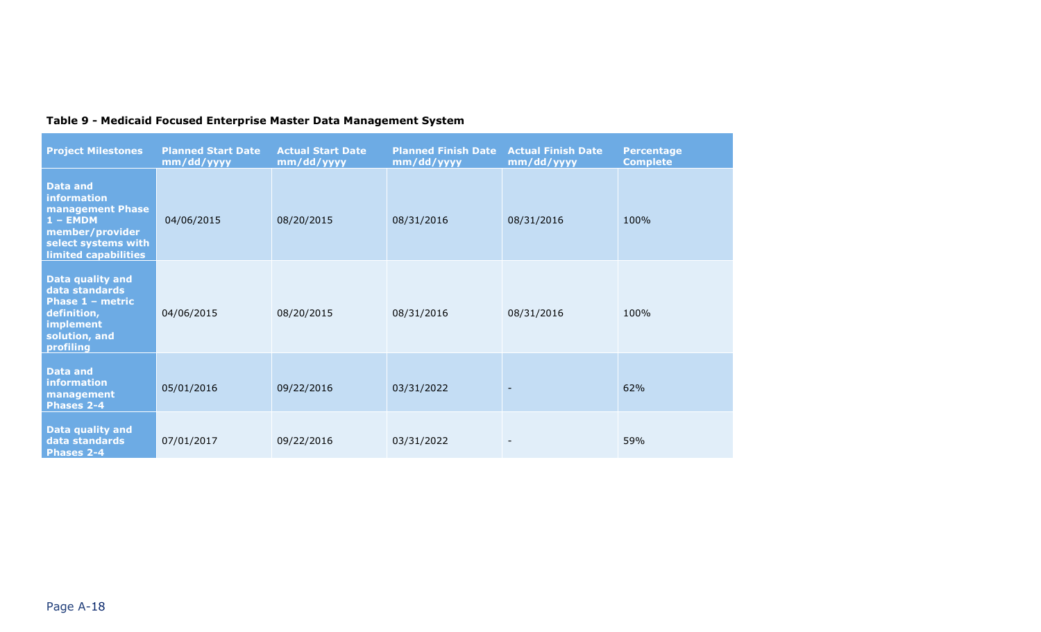**Table 9 - Medicaid Focused Enterprise Master Data Management System**

| Project Milestones | Planned Start Date mm/dd/yyyy | Actual Start Date mm/dd/yyyy | Planned Finish Date mm/dd/yyyy | Actual Finish Date mm/dd/yyyy | Percentage Complete |
|---|---|---|---|---|---|
| **Data and information management Phase 1 – EMDM member/provider select systems with limited capabilities** | 04/06/2015 | 08/20/2015 | 08/31/2016 | 08/31/2016 | 100% |
| **Data quality and data standards Phase 1 – metric definition, implement solution, and profiling** | 04/06/2015 | 08/20/2015 | 08/31/2016 | 08/31/2016 | 100% |
| **Data and information management Phases 2-4** | 05/01/2016 | 09/22/2016 | 03/31/2022 | - | 62% |
| **Data quality and data standards Phases 2-4** | 07/01/2017 | 09/22/2016 | 03/31/2022 | - | 59% |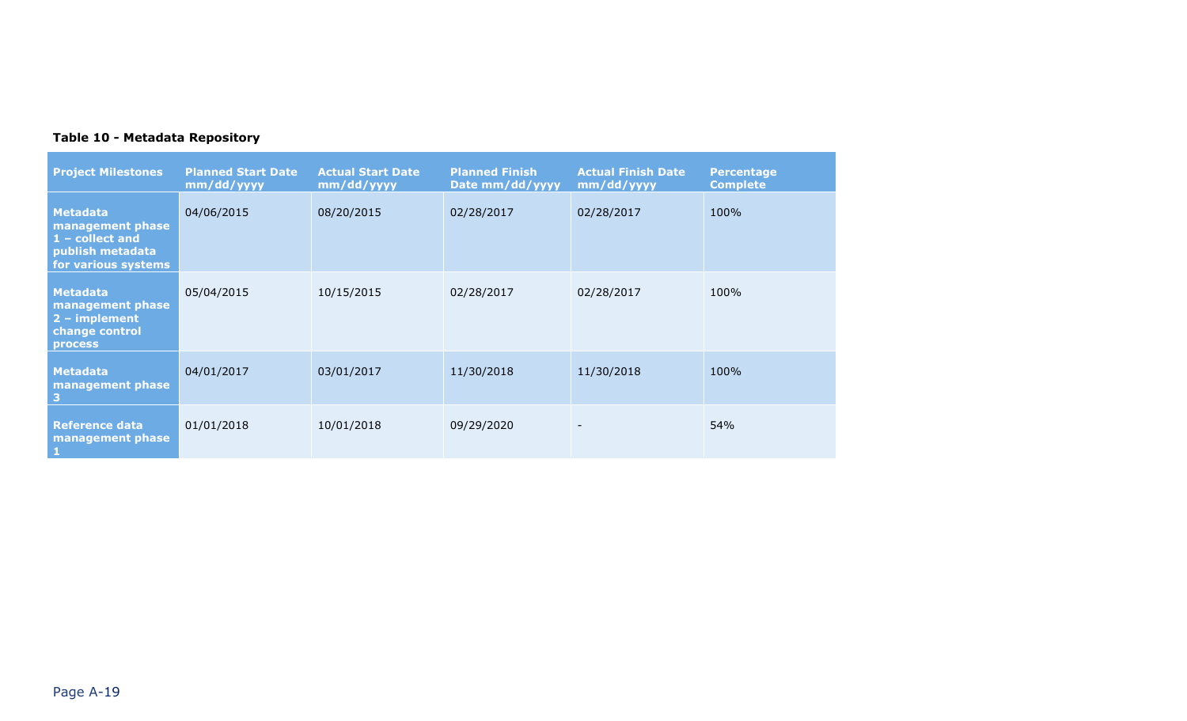**Table 10 - Metadata Repository**

| Project Milestones | Planned Start Date mm/dd/yyyy | Actual Start Date mm/dd/yyyy | Planned Finish Date mm/dd/yyyy | Actual Finish Date mm/dd/yyyy | Percentage Complete |
|---|---|---|---|---|---|
| **Metadata management phase 1 – collect and publish metadata for various systems** | 04/06/2015 | 08/20/2015 | 02/28/2017 | 02/28/2017 | 100% |
| **Metadata management phase 2 – implement change control process** | 05/04/2015 | 10/15/2015 | 02/28/2017 | 02/28/2017 | 100% |
| **Metadata management phase 3** | 04/01/2017 | 03/01/2017 | 11/30/2018 | 11/30/2018 | 100% |
| **Reference data management phase 1** | 01/01/2018 | 10/01/2018 | 09/29/2020 | - | 54% |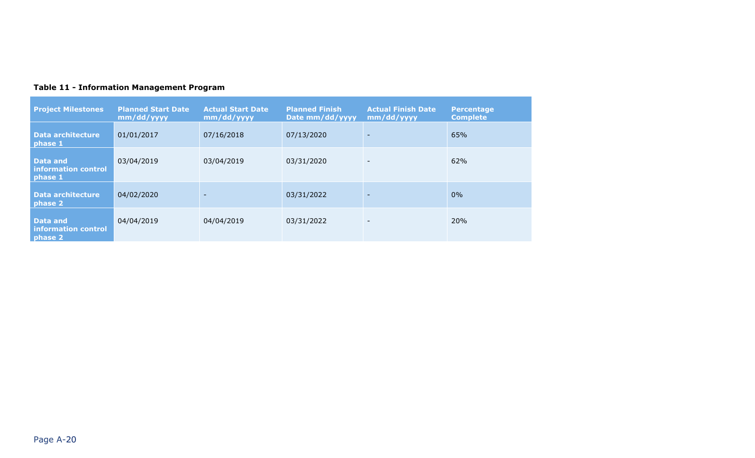**Table 11 - Information Management Program**

| Project Milestones | Planned Start Date mm/dd/yyyy | Actual Start Date mm/dd/yyyy | Planned Finish Date mm/dd/yyyy | Actual Finish Date mm/dd/yyyy | Percentage Complete |
|---|---|---|---|---|---|
| Data architecture phase 1 | 01/01/2017 | 07/16/2018 | 07/13/2020 | - | 65% |
| Data and information control phase 1 | 03/04/2019 | 03/04/2019 | 03/31/2020 | - | 62% |
| Data architecture phase 2 | 04/02/2020 | - | 03/31/2022 | - | 0% |
| Data and information control phase 2 | 04/04/2019 | 04/04/2019 | 03/31/2022 | - | 20% |